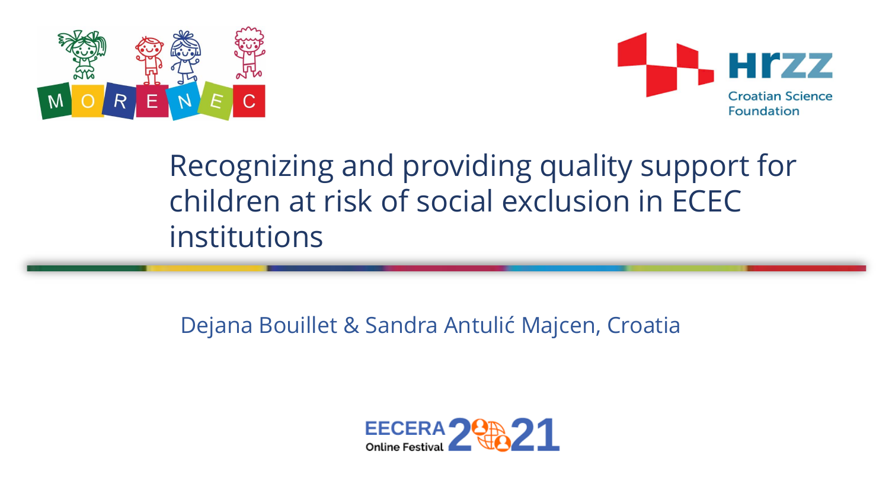MORENEC

HRZZ Croatian Science Foundation

# Recognizing and providing quality support for children at risk of social exclusion in ECEC institutions

Dejana Bouillet & Sandra Antulić Majcen, Croatia

EECERA Online Festival 2021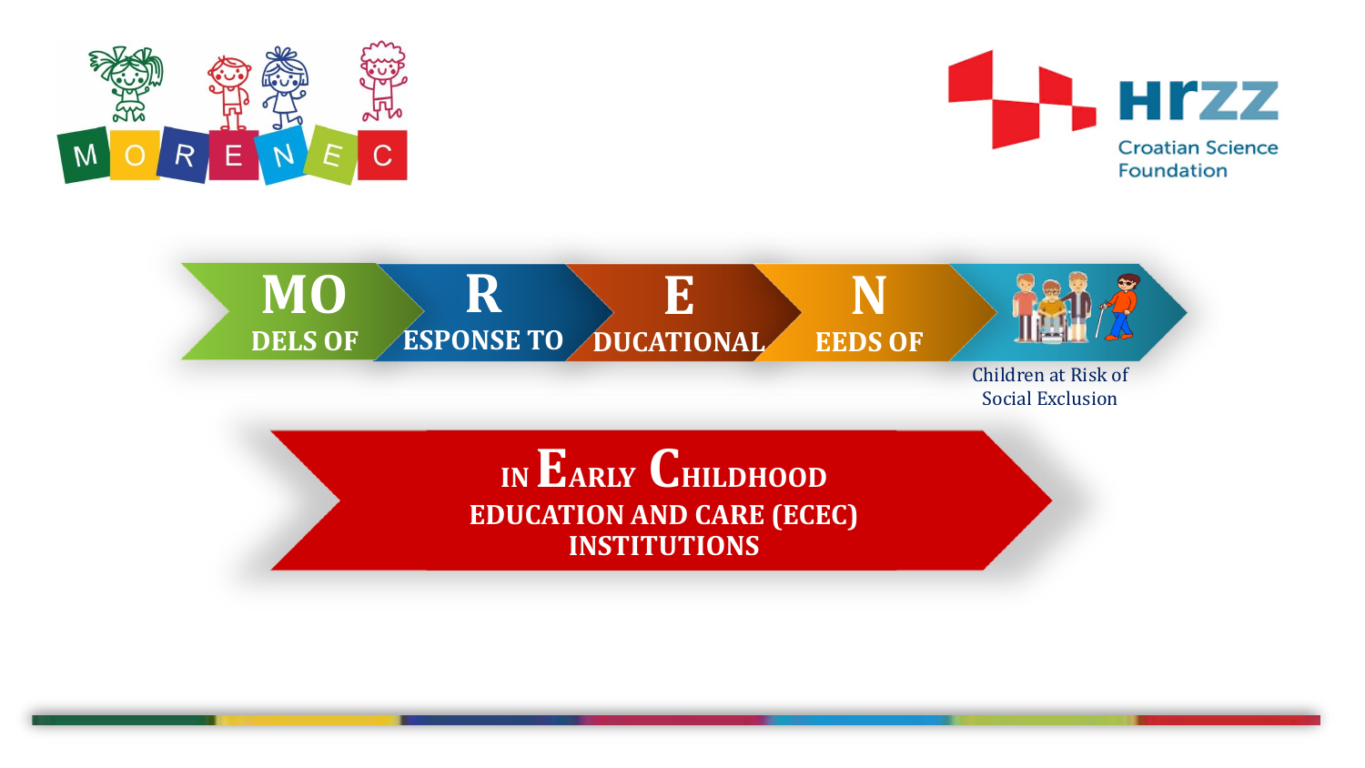MORENEC

HRZZ Croatian Science Foundation

# MODELS OF RESPONSE TO EDUCATIONAL NEEDS OF Children at Risk of Social Exclusion

## IN EARLY CHILDHOOD EDUCATION AND CARE (ECEC) INSTITUTIONS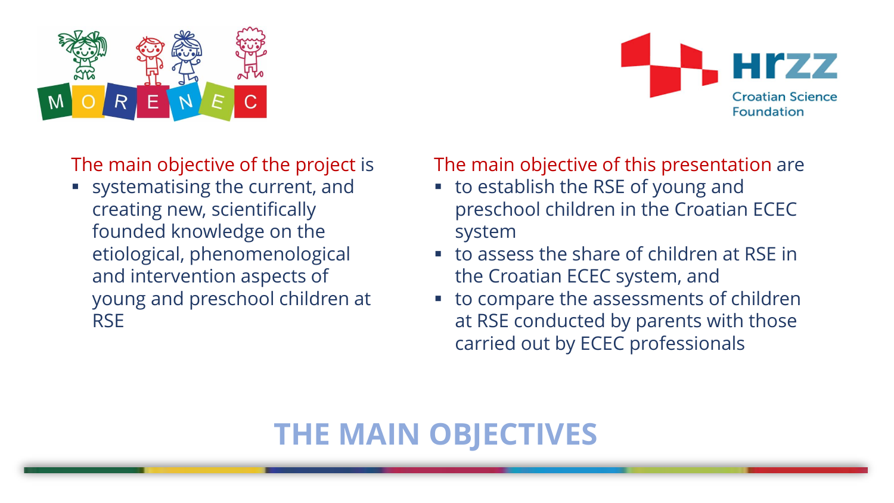# THE MAIN OBJECTIVES

The main objective of the project is

- systematising the current, and creating new, scientifically founded knowledge on the etiological, phenomenological and intervention aspects of young and preschool children at RSE

The main objective of this presentation are

- to establish the RSE of young and preschool children in the Croatian ECEC system
- to assess the share of children at RSE in the Croatian ECEC system, and
- to compare the assessments of children at RSE conducted by parents with those carried out by ECEC professionals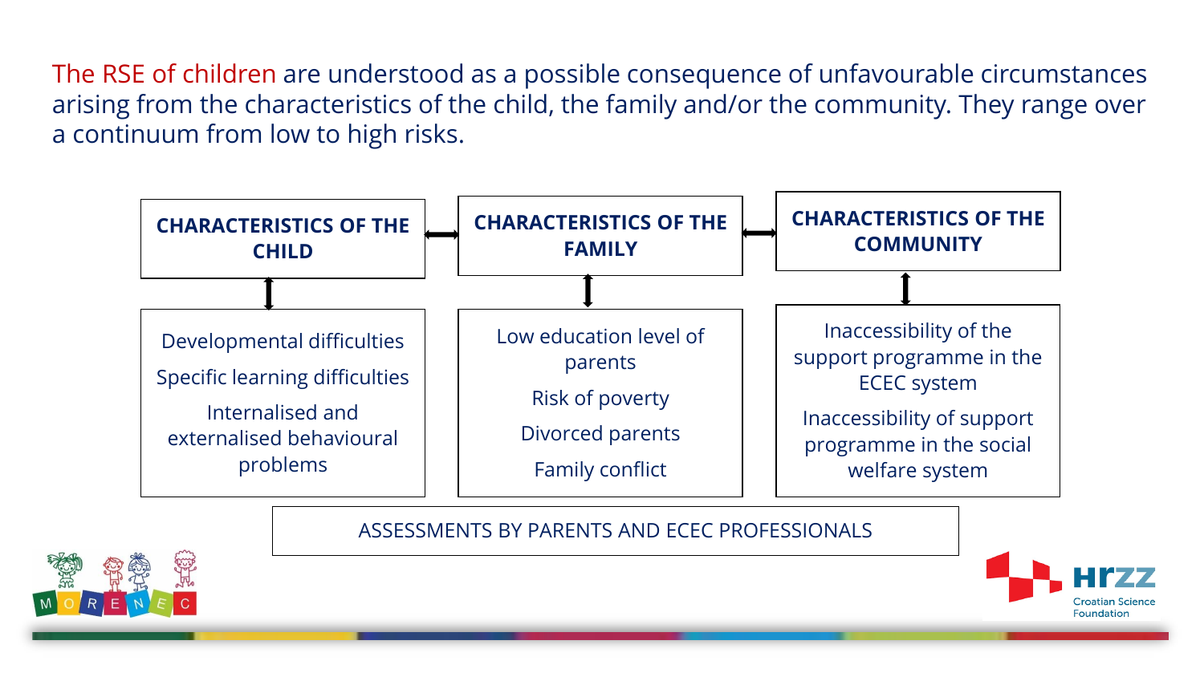The RSE of children are understood as a possible consequence of unfavourable circumstances arising from the characteristics of the child, the family and/or the community. They range over a continuum from low to high risks.

| **CHARACTERISTICS OF THE CHILD** | **CHARACTERISTICS OF THE FAMILY** | **CHARACTERISTICS OF THE COMMUNITY** |
| --- | --- | --- |
| Developmental difficulties<br>Specific learning difficulties<br>Internalised and externalised behavioural problems | Low education level of parents<br>Risk of poverty<br>Divorced parents<br>Family conflict | Inaccessibility of the support programme in the ECEC system<br>Inaccessibility of support programme in the social welfare system |

ASSESSMENTS BY PARENTS AND ECEC PROFESSIONALS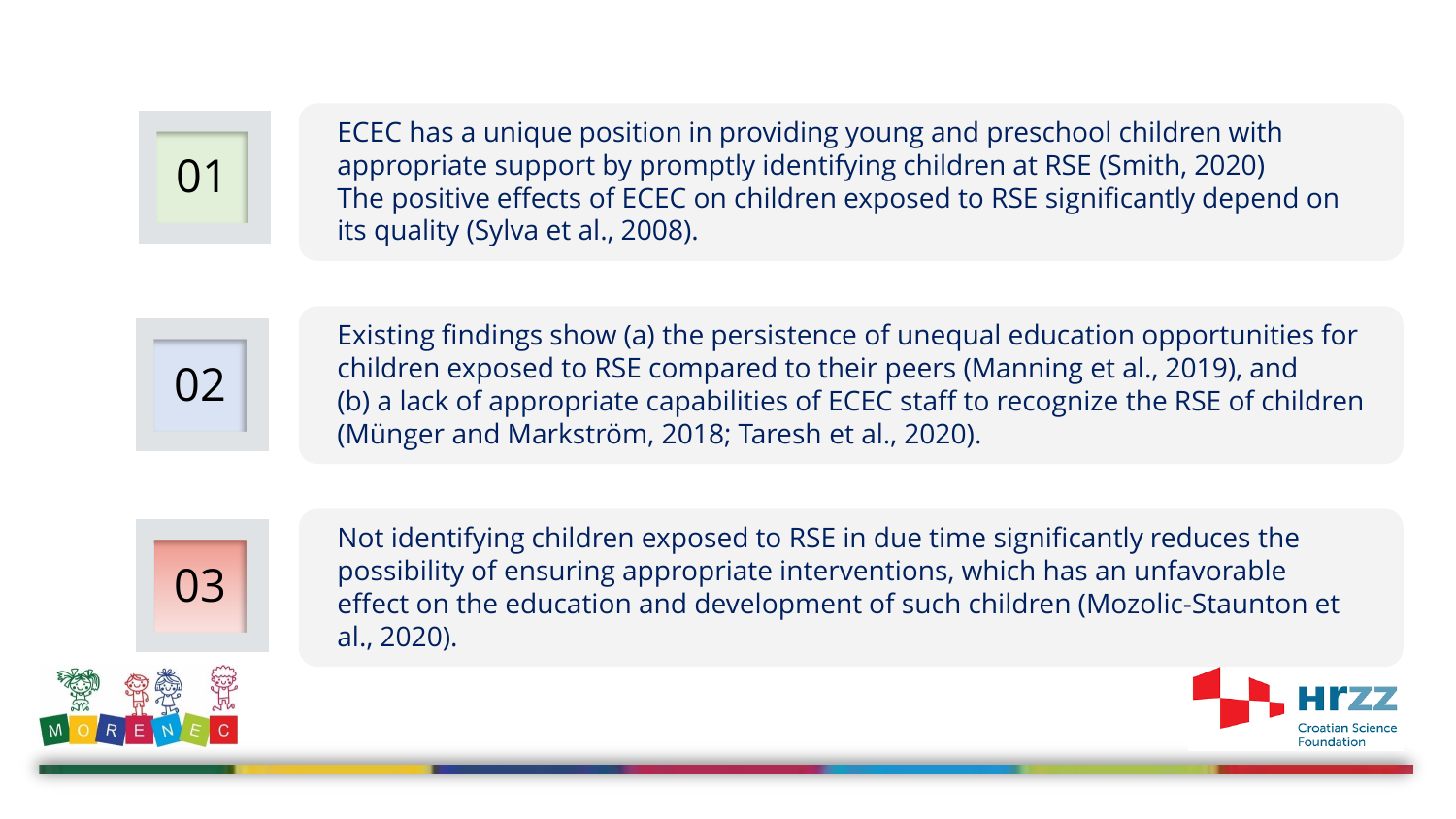01

ECEC has a unique position in providing young and preschool children with appropriate support by promptly identifying children at RSE (Smith, 2020)
The positive effects of ECEC on children exposed to RSE significantly depend on its quality (Sylva et al., 2008).

02

Existing findings show (a) the persistence of unequal education opportunities for children exposed to RSE compared to their peers (Manning et al., 2019), and
(b) a lack of appropriate capabilities of ECEC staff to recognize the RSE of children (Münger and Markström, 2018; Taresh et al., 2020).

03

Not identifying children exposed to RSE in due time significantly reduces the possibility of ensuring appropriate interventions, which has an unfavorable effect on the education and development of such children (Mozolic-Staunton et al., 2020).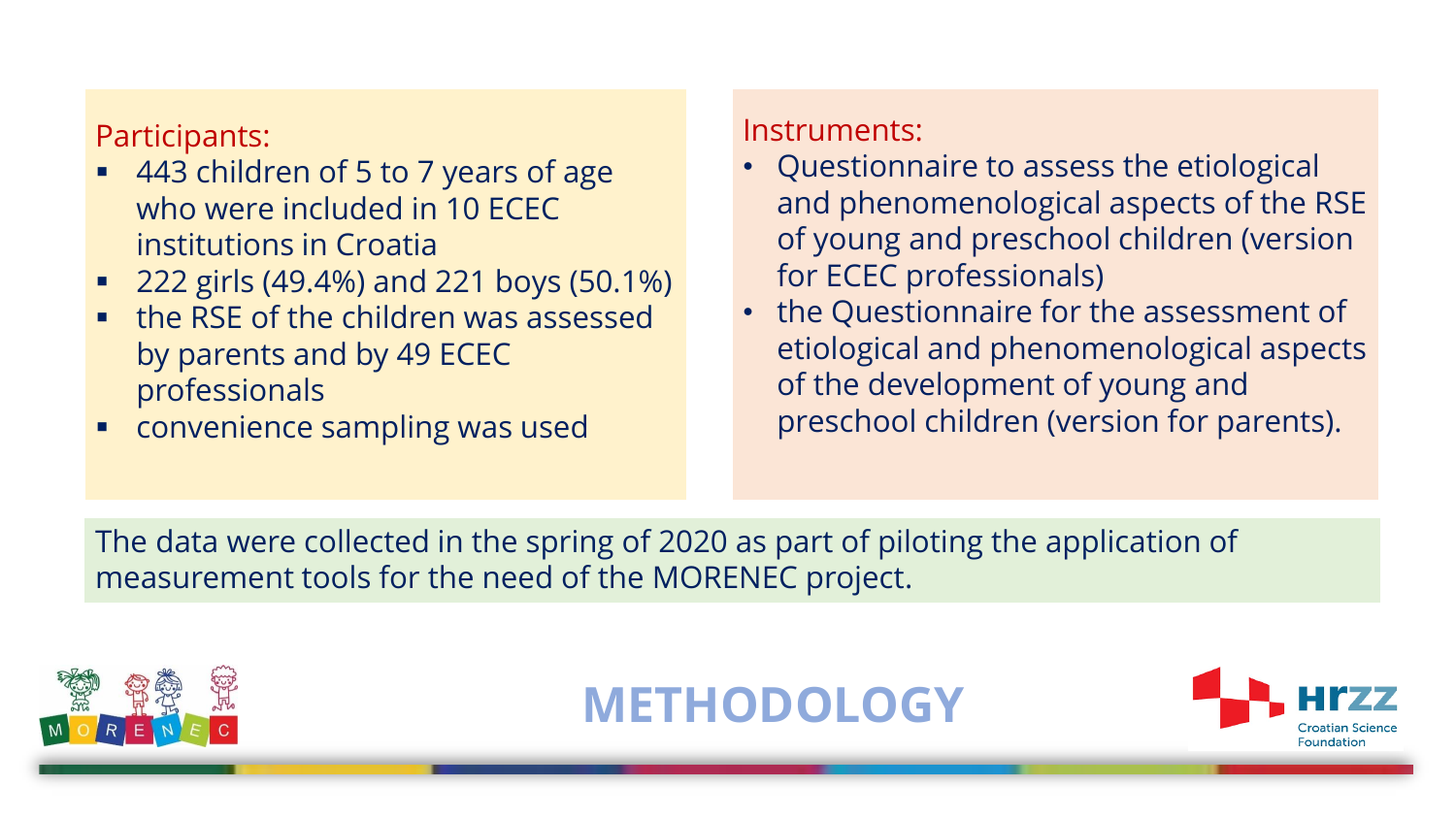# METHODOLOGY

## Participants:

- 443 children of 5 to 7 years of age who were included in 10 ECEC institutions in Croatia
- 222 girls (49.4%) and 221 boys (50.1%)
- the RSE of the children was assessed by parents and by 49 ECEC professionals
- convenience sampling was used

## Instruments:

- Questionnaire to assess the etiological and phenomenological aspects of the RSE of young and preschool children (version for ECEC professionals)
- the Questionnaire for the assessment of etiological and phenomenological aspects of the development of young and preschool children (version for parents).

The data were collected in the spring of 2020 as part of piloting the application of measurement tools for the need of the MORENEC project.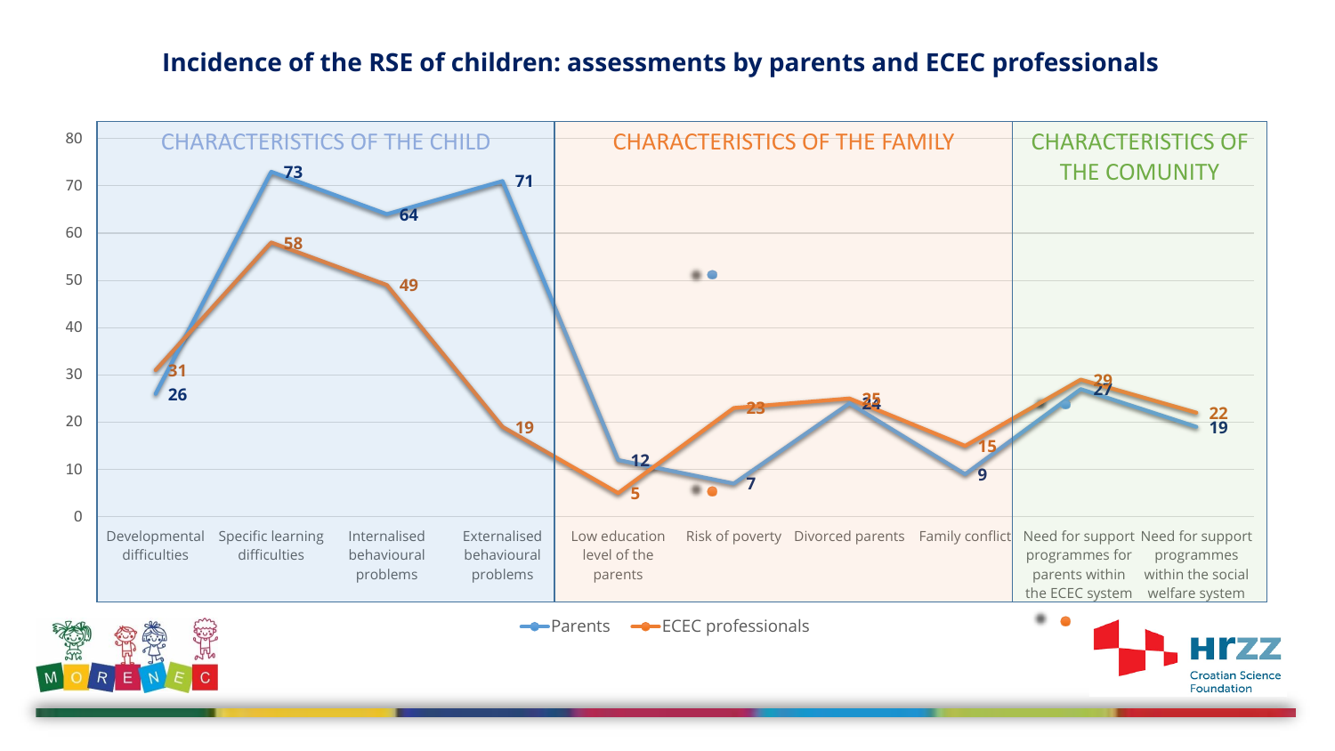## Incidence of the RSE of children: assessments by parents and ECEC professionals

| Category | Item | Parents | ECEC professionals |
| --- | --- | --- | --- |
| CHARACTERISTICS OF THE CHILD | Developmental difficulties | 26 | 31 |
| | Specific learning difficulties | 73 | 58 |
| | Internalised behavioural problems | 64 | 49 |
| | Externalised behavioural problems | 71 | 19 |
| CHARACTERISTICS OF THE FAMILY | Low education level of the parents | 12 | 5 |
| | Risk of poverty | 7 | 23 |
| | Divorced parents | 24 | 25 |
| | Family conflict | 9 | 15 |
| CHARACTERISTICS OF THE COMUNITY | Need for support programmes for parents within the ECEC system | 27 | 29 |
| | Need for support programmes within the social welfare system | 19 | 22 |

Parents — ECEC professionals

MORENEC

HRZZ Croatian Science Foundation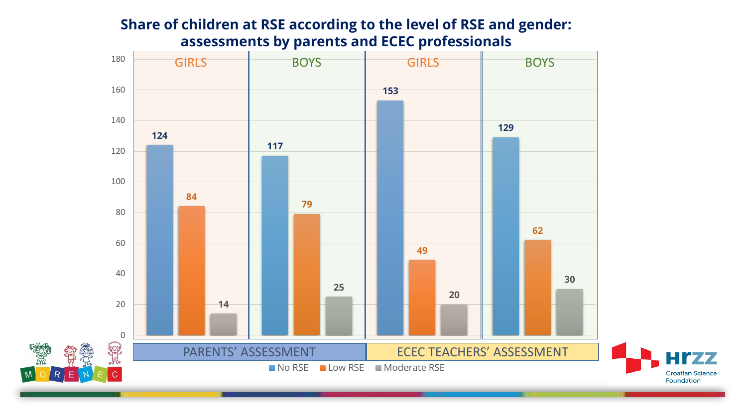# Share of children at RSE according to the level of RSE and gender: assessments by parents and ECEC professionals

| | PARENTS' ASSESSMENT | | ECEC TEACHERS' ASSESSMENT | |
|---|---|---|---|---|
| | GIRLS | BOYS | GIRLS | BOYS |
| No RSE | 124 | 117 | 153 | 129 |
| Low RSE | 84 | 79 | 49 | 62 |
| Moderate RSE | 14 | 25 | 20 | 30 |

MORENEC

HRZZ Croatian Science Foundation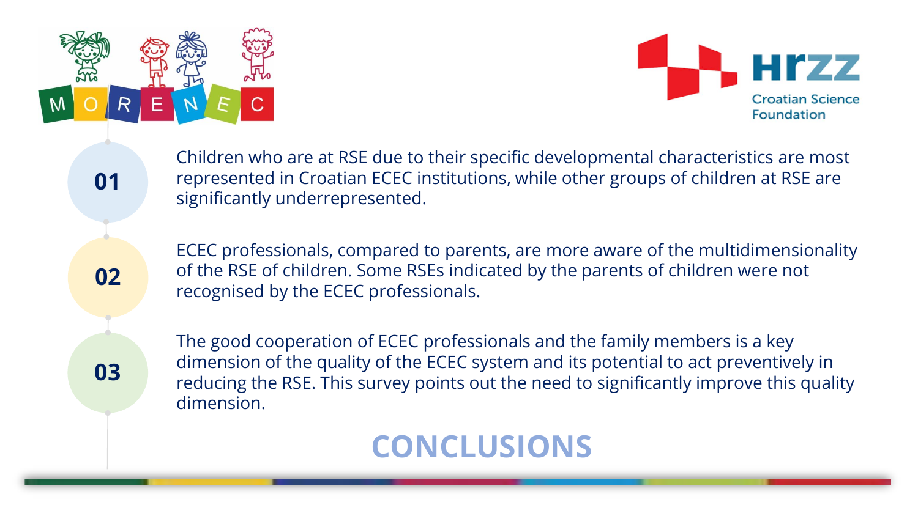# CONCLUSIONS

**01** Children who are at RSE due to their specific developmental characteristics are most represented in Croatian ECEC institutions, while other groups of children at RSE are significantly underrepresented.

**02** ECEC professionals, compared to parents, are more aware of the multidimensionality of the RSE of children. Some RSEs indicated by the parents of children were not recognised by the ECEC professionals.

**03** The good cooperation of ECEC professionals and the family members is a key dimension of the quality of the ECEC system and its potential to act preventively in reducing the RSE. This survey points out the need to significantly improve this quality dimension.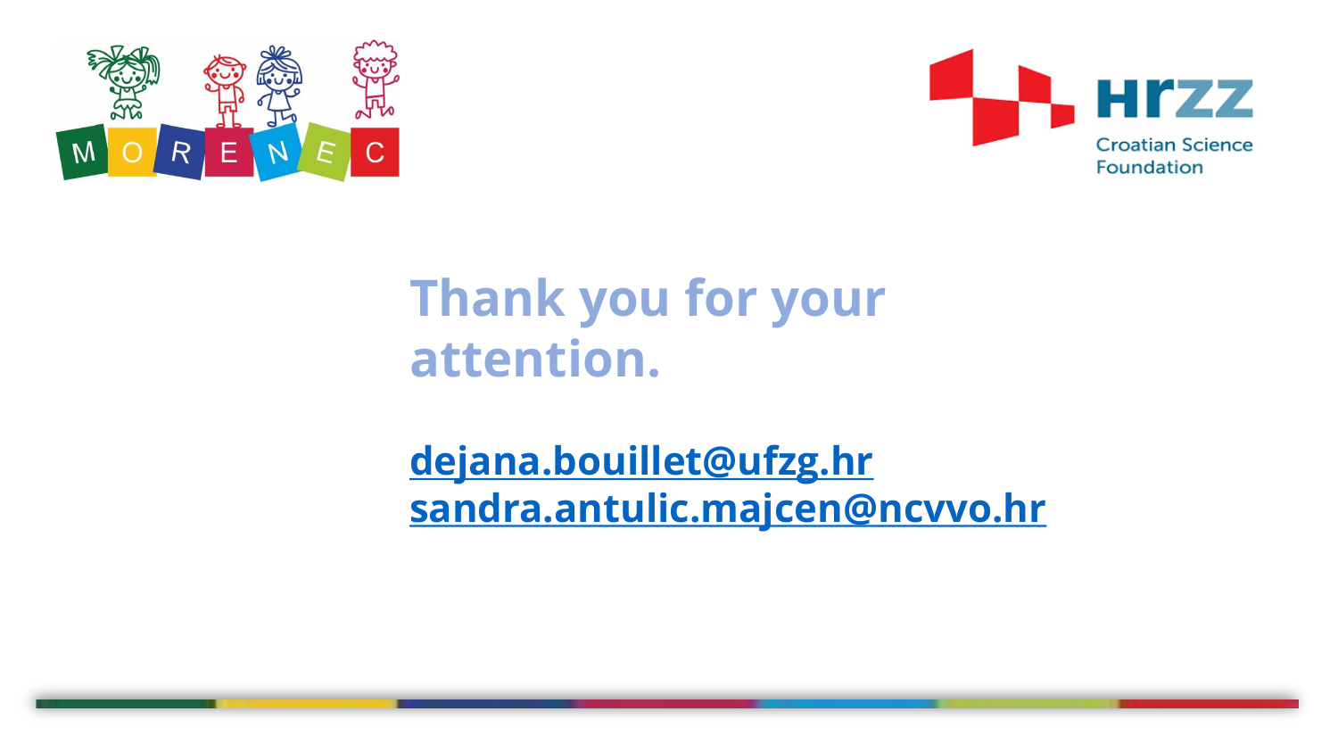Thank you for your attention.

dejana.bouillet@ufzg.hr
sandra.antulic.majcen@ncvvo.hr